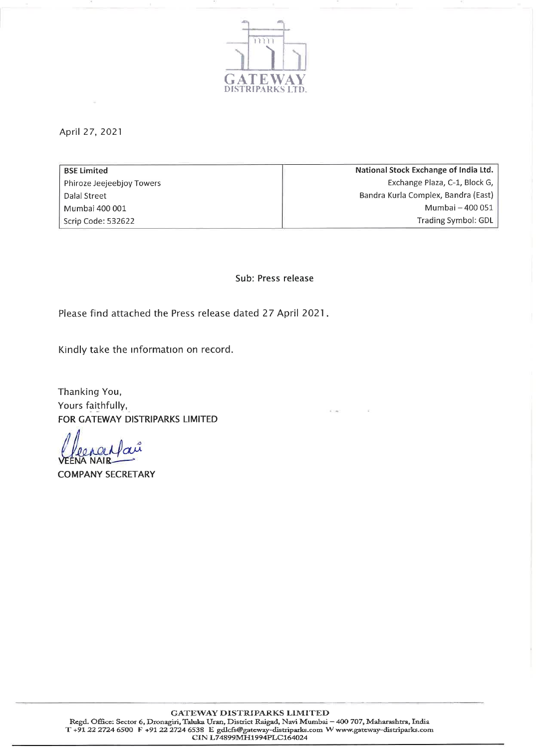GATEWAY
DISTRIPARKS LTD.

April 27, 2021

| BSE Limited | National Stock Exchange of India Ltd. |
|---|---|
| Phiroze Jeejeebjoy Towers | Exchange Plaza, C-1, Block G, |
| Dalal Street | Bandra Kurla Complex, Bandra (East) |
| Mumbai 400 001 | Mumbai – 400 051 |
| Scrip Code: 532622 | Trading Symbol: GDL |

Sub: Press release

Please find attached the Press release dated 27 April 2021.

Kindly take the information on record.

Thanking You,
Yours faithfully,
FOR GATEWAY DISTRIPARKS LIMITED

VEENA NAIR
COMPANY SECRETARY

GATEWAY DISTRIPARKS LIMITED
Regd. Office: Sector 6, Dronagiri, Taluka Uran, District Raigad, Navi Mumbai – 400 707, Maharashtra, India
T +91 22 2724 6500 F +91 22 2724 6538 E gdlcfs@gateway-distriparks.com W www.gateway-distriparks.com
CIN L74899MH1994PLC164024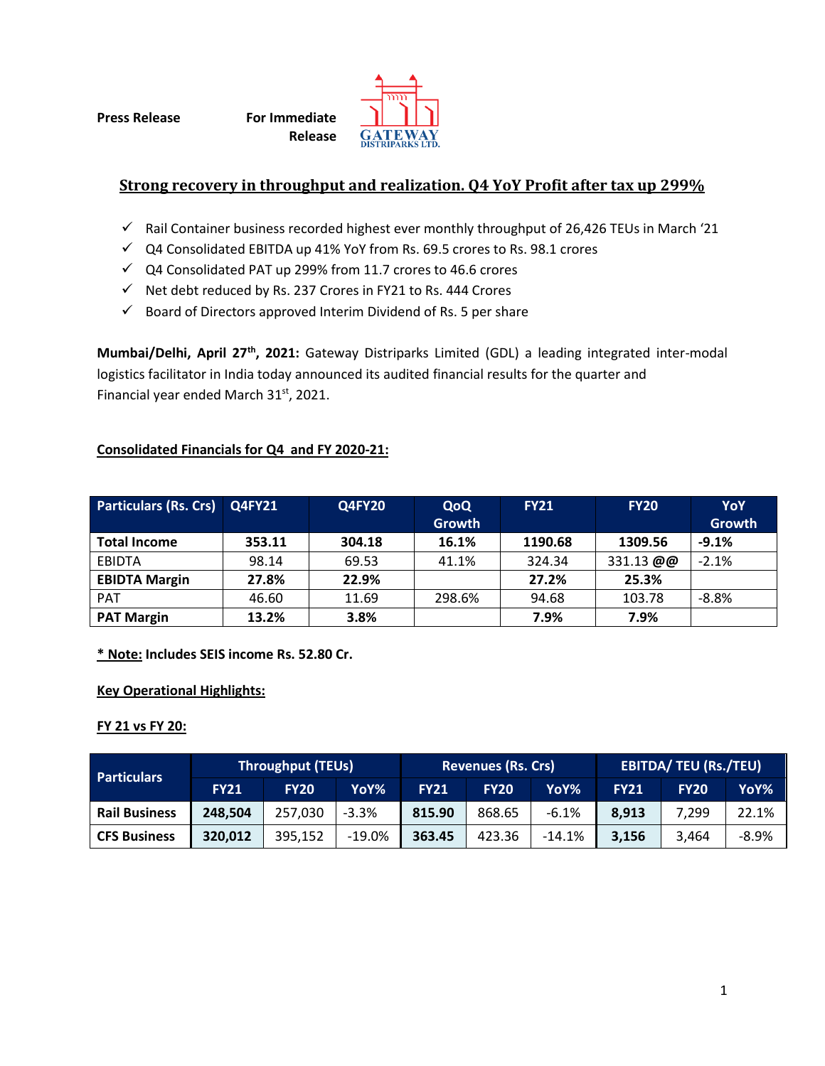**Press Release** **For Immediate Release**

GATEWAY DISTRIPARKS LTD.

## Strong recovery in throughput and realization. Q4 YoY Profit after tax up 299%

- ✓ Rail Container business recorded highest ever monthly throughput of 26,426 TEUs in March '21
- ✓ Q4 Consolidated EBITDA up 41% YoY from Rs. 69.5 crores to Rs. 98.1 crores
- ✓ Q4 Consolidated PAT up 299% from 11.7 crores to 46.6 crores
- ✓ Net debt reduced by Rs. 237 Crores in FY21 to Rs. 444 Crores
- ✓ Board of Directors approved Interim Dividend of Rs. 5 per share

**Mumbai/Delhi, April 27th, 2021:** Gateway Distriparks Limited (GDL) a leading integrated inter-modal logistics facilitator in India today announced its audited financial results for the quarter and Financial year ended March 31st, 2021.

**Consolidated Financials for Q4 and FY 2020-21:**

| Particulars (Rs. Crs) | Q4FY21 | Q4FY20 | QoQ Growth | FY21 | FY20 | YoY Growth |
|---|---|---|---|---|---|---|
| **Total Income** | **353.11** | **304.18** | **16.1%** | **1190.68** | **1309.56** | **-9.1%** |
| EBIDTA | 98.14 | 69.53 | 41.1% | 324.34 | 331.13 @@ | -2.1% |
| **EBIDTA Margin** | **27.8%** | **22.9%** | | **27.2%** | **25.3%** | |
| PAT | 46.60 | 11.69 | 298.6% | 94.68 | 103.78 | -8.8% |
| **PAT Margin** | **13.2%** | **3.8%** | | **7.9%** | **7.9%** | |

**\* Note: Includes SEIS income Rs. 52.80 Cr.**

**Key Operational Highlights:**

**FY 21 vs FY 20:**

| Particulars | Throughput (TEUs) | | | Revenues (Rs. Crs) | | | EBITDA/ TEU (Rs./TEU) | | |
|---|---|---|---|---|---|---|---|---|---|
| | FY21 | FY20 | YoY% | FY21 | FY20 | YoY% | FY21 | FY20 | YoY% |
| **Rail Business** | **248,504** | 257,030 | -3.3% | **815.90** | 868.65 | -6.1% | **8,913** | 7,299 | 22.1% |
| **CFS Business** | **320,012** | 395,152 | -19.0% | **363.45** | 423.36 | -14.1% | **3,156** | 3,464 | -8.9% |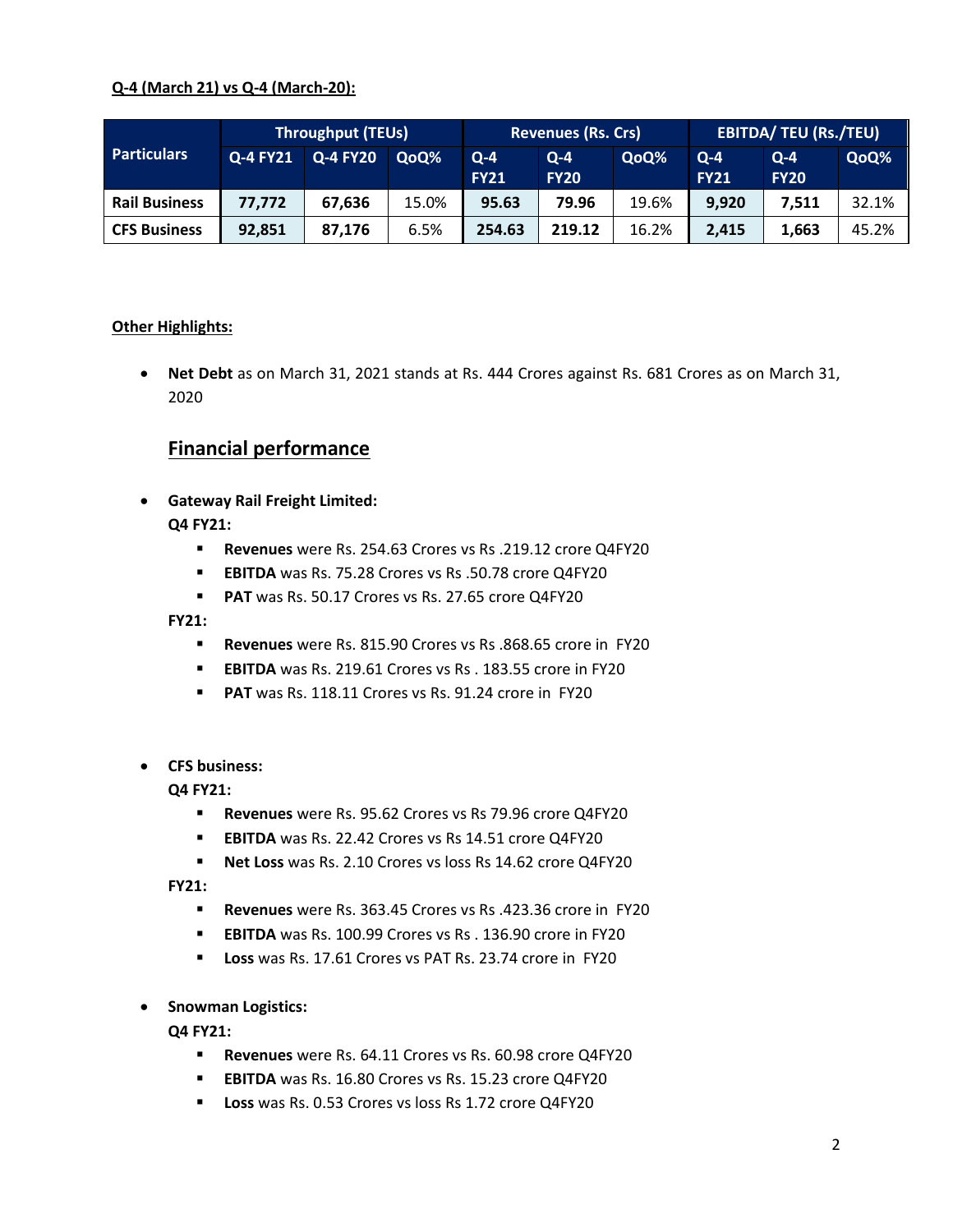**Q-4 (March 21) vs Q-4 (March-20):**

| Particulars | Throughput (TEUs) | | | Revenues (Rs. Crs) | | | EBITDA/ TEU (Rs./TEU) | | |
|---|---|---|---|---|---|---|---|---|---|
| | Q-4 FY21 | Q-4 FY20 | QoQ% | Q-4 FY21 | Q-4 FY20 | QoQ% | Q-4 FY21 | Q-4 FY20 | QoQ% |
| **Rail Business** | **77,772** | **67,636** | 15.0% | **95.63** | **79.96** | 19.6% | **9,920** | **7,511** | 32.1% |
| **CFS Business** | **92,851** | **87,176** | 6.5% | **254.63** | **219.12** | 16.2% | **2,415** | **1,663** | 45.2% |

**Other Highlights:**

- **Net Debt** as on March 31, 2021 stands at Rs. 444 Crores against Rs. 681 Crores as on March 31, 2020

## Financial performance

- **Gateway Rail Freight Limited:**

  **Q4 FY21:**
  - **Revenues** were Rs. 254.63 Crores vs Rs .219.12 crore Q4FY20
  - **EBITDA** was Rs. 75.28 Crores vs Rs .50.78 crore Q4FY20
  - **PAT** was Rs. 50.17 Crores vs Rs. 27.65 crore Q4FY20

  **FY21:**
  - **Revenues** were Rs. 815.90 Crores vs Rs .868.65 crore in FY20
  - **EBITDA** was Rs. 219.61 Crores vs Rs . 183.55 crore in FY20
  - **PAT** was Rs. 118.11 Crores vs Rs. 91.24 crore in FY20

- **CFS business:**

  **Q4 FY21:**
  - **Revenues** were Rs. 95.62 Crores vs Rs 79.96 crore Q4FY20
  - **EBITDA** was Rs. 22.42 Crores vs Rs 14.51 crore Q4FY20
  - **Net Loss** was Rs. 2.10 Crores vs loss Rs 14.62 crore Q4FY20

  **FY21:**
  - **Revenues** were Rs. 363.45 Crores vs Rs .423.36 crore in FY20
  - **EBITDA** was Rs. 100.99 Crores vs Rs . 136.90 crore in FY20
  - **Loss** was Rs. 17.61 Crores vs PAT Rs. 23.74 crore in FY20

- **Snowman Logistics:**

  **Q4 FY21:**
  - **Revenues** were Rs. 64.11 Crores vs Rs. 60.98 crore Q4FY20
  - **EBITDA** was Rs. 16.80 Crores vs Rs. 15.23 crore Q4FY20
  - **Loss** was Rs. 0.53 Crores vs loss Rs 1.72 crore Q4FY20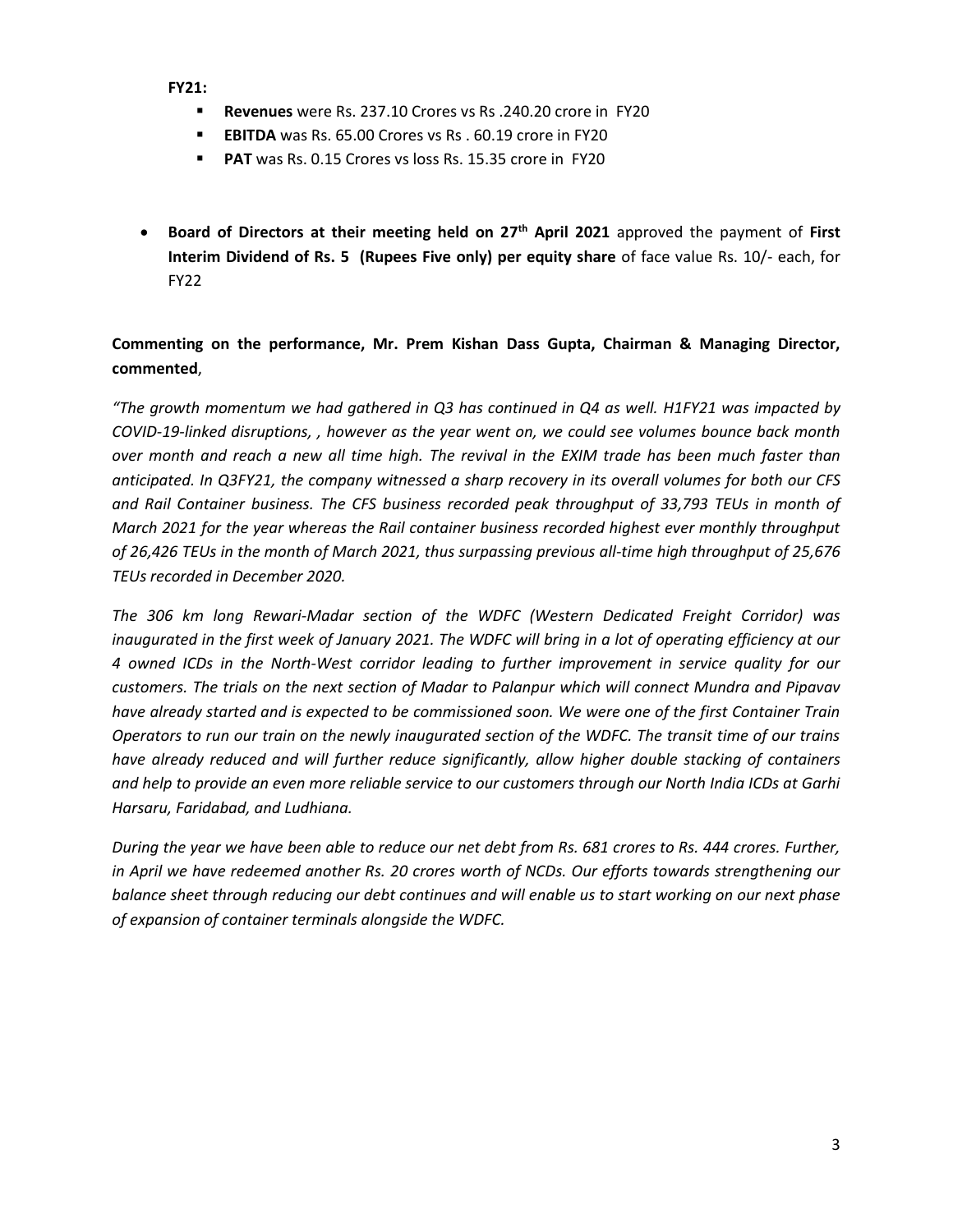**FY21:**

- **Revenues** were Rs. 237.10 Crores vs Rs .240.20 crore in FY20
- **EBITDA** was Rs. 65.00 Crores vs Rs . 60.19 crore in FY20
- **PAT** was Rs. 0.15 Crores vs loss Rs. 15.35 crore in FY20

- **Board of Directors at their meeting held on 27th April 2021** approved the payment of **First Interim Dividend of Rs. 5 (Rupees Five only) per equity share** of face value Rs. 10/- each, for FY22

**Commenting on the performance, Mr. Prem Kishan Dass Gupta, Chairman & Managing Director, commented**,

*"The growth momentum we had gathered in Q3 has continued in Q4 as well. H1FY21 was impacted by COVID-19-linked disruptions, , however as the year went on, we could see volumes bounce back month over month and reach a new all time high. The revival in the EXIM trade has been much faster than anticipated. In Q3FY21, the company witnessed a sharp recovery in its overall volumes for both our CFS and Rail Container business. The CFS business recorded peak throughput of 33,793 TEUs in month of March 2021 for the year whereas the Rail container business recorded highest ever monthly throughput of 26,426 TEUs in the month of March 2021, thus surpassing previous all-time high throughput of 25,676 TEUs recorded in December 2020.*

*The 306 km long Rewari-Madar section of the WDFC (Western Dedicated Freight Corridor) was inaugurated in the first week of January 2021. The WDFC will bring in a lot of operating efficiency at our 4 owned ICDs in the North-West corridor leading to further improvement in service quality for our customers. The trials on the next section of Madar to Palanpur which will connect Mundra and Pipavav have already started and is expected to be commissioned soon. We were one of the first Container Train Operators to run our train on the newly inaugurated section of the WDFC. The transit time of our trains have already reduced and will further reduce significantly, allow higher double stacking of containers and help to provide an even more reliable service to our customers through our North India ICDs at Garhi Harsaru, Faridabad, and Ludhiana.*

*During the year we have been able to reduce our net debt from Rs. 681 crores to Rs. 444 crores. Further, in April we have redeemed another Rs. 20 crores worth of NCDs. Our efforts towards strengthening our balance sheet through reducing our debt continues and will enable us to start working on our next phase of expansion of container terminals alongside the WDFC.*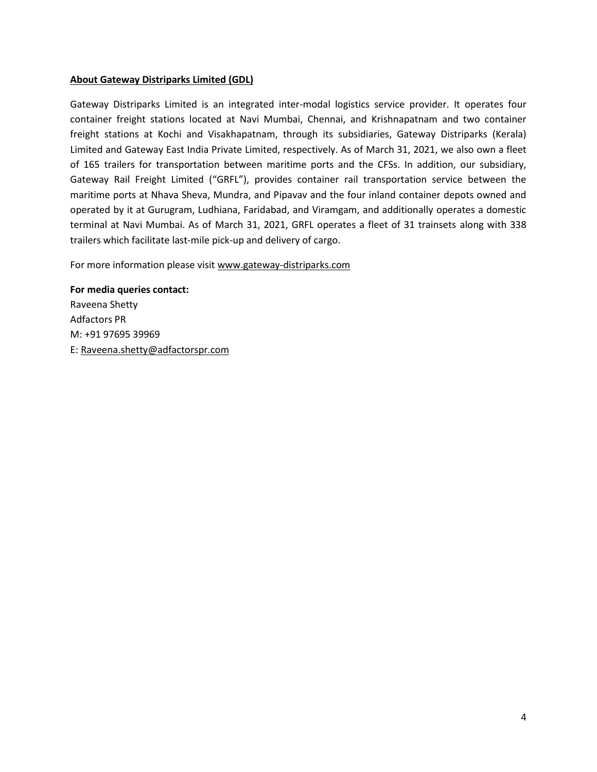**About Gateway Distriparks Limited (GDL)**

Gateway Distriparks Limited is an integrated inter-modal logistics service provider. It operates four container freight stations located at Navi Mumbai, Chennai, and Krishnapatnam and two container freight stations at Kochi and Visakhapatnam, through its subsidiaries, Gateway Distriparks (Kerala) Limited and Gateway East India Private Limited, respectively. As of March 31, 2021, we also own a fleet of 165 trailers for transportation between maritime ports and the CFSs. In addition, our subsidiary, Gateway Rail Freight Limited ("GRFL"), provides container rail transportation service between the maritime ports at Nhava Sheva, Mundra, and Pipavav and the four inland container depots owned and operated by it at Gurugram, Ludhiana, Faridabad, and Viramgam, and additionally operates a domestic terminal at Navi Mumbai. As of March 31, 2021, GRFL operates a fleet of 31 trainsets along with 338 trailers which facilitate last-mile pick-up and delivery of cargo.

For more information please visit www.gateway-distriparks.com

**For media queries contact:**
Raveena Shetty
Adfactors PR
M: +91 97695 39969
E: Raveena.shetty@adfactorspr.com